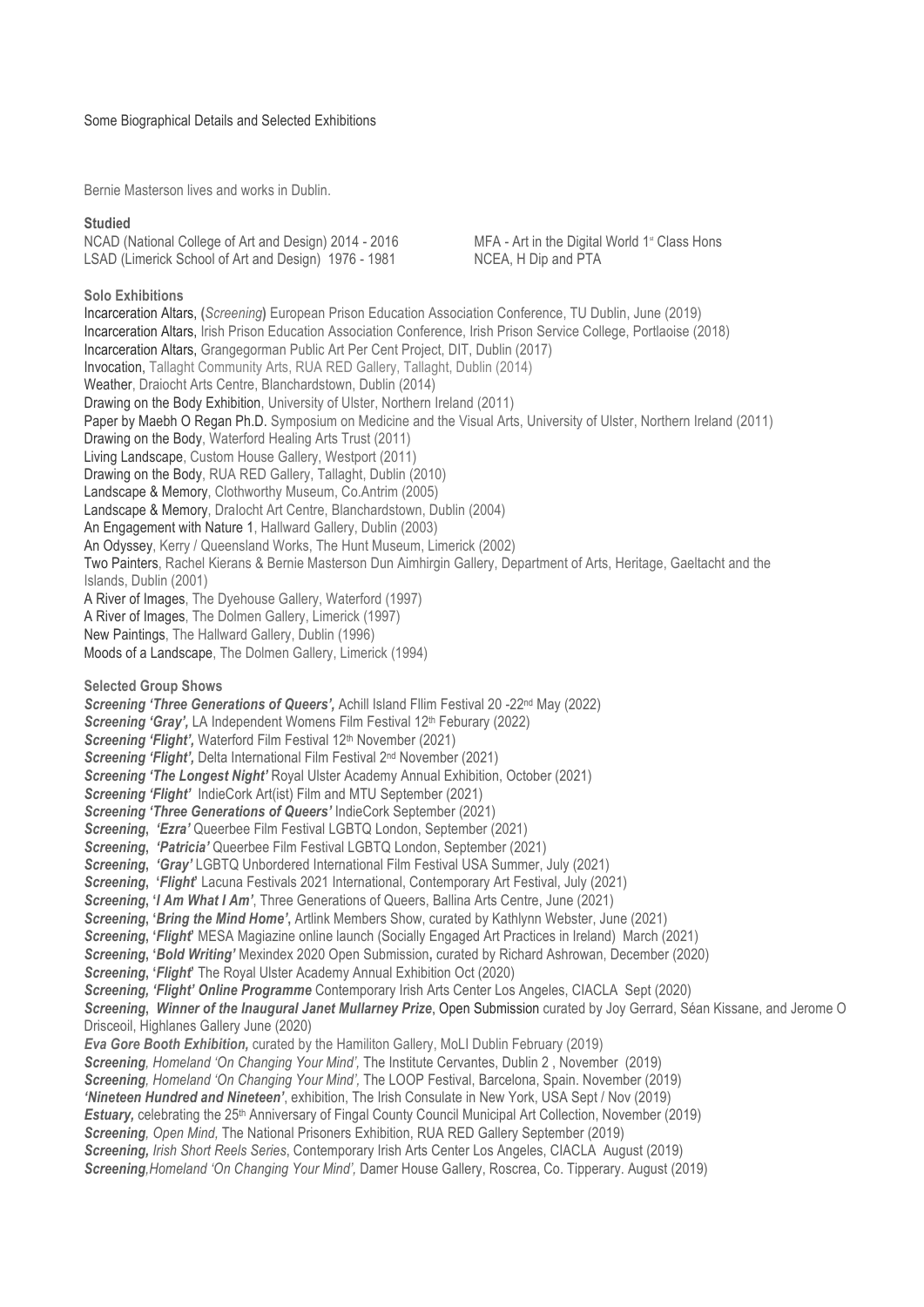Some Biographical Details and Selected Exhibitions

Bernie Masterson lives and works in Dublin.

**Studied**

NCAD (National College of Art and Design) 2014 - 2016 — MFA - Art in the Digital World 1st Class Hons
LSAD (Limerick School of Art and Design) 1976 - 1981 — NCEA, H Dip and PTA

**Solo Exhibitions**

Incarceration Altars, (*Screening*) European Prison Education Association Conference, TU Dublin, June (2019)
Incarceration Altars, Irish Prison Education Association Conference, Irish Prison Service College, Portlaoise (2018)
Incarceration Altars, Grangegorman Public Art Per Cent Project, DIT, Dublin (2017)
Invocation, Tallaght Community Arts, RUA RED Gallery, Tallaght, Dublin (2014)
Weather, Draiocht Arts Centre, Blanchardstown, Dublin (2014)
Drawing on the Body Exhibition, University of Ulster, Northern Ireland (2011)
Paper by Maebh O Regan Ph.D. Symposium on Medicine and the Visual Arts, University of Ulster, Northern Ireland (2011)
Drawing on the Body, Waterford Healing Arts Trust (2011)
Living Landscape, Custom House Gallery, Westport (2011)
Drawing on the Body, RUA RED Gallery, Tallaght, Dublin (2010)
Landscape & Memory, Clothworthy Museum, Co.Antrim (2005)
Landscape & Memory, Draiocht Art Centre, Blanchardstown, Dublin (2004)
An Engagement with Nature 1, Hallward Gallery, Dublin (2003)
An Odyssey, Kerry / Queensland Works, The Hunt Museum, Limerick (2002)
Two Painters, Rachel Kierans & Bernie Masterson Dun Aimhirgin Gallery, Department of Arts, Heritage, Gaeltacht and the Islands, Dublin (2001)
A River of Images, The Dyehouse Gallery, Waterford (1997)
A River of Images, The Dolmen Gallery, Limerick (1997)
New Paintings, The Hallward Gallery, Dublin (1996)
Moods of a Landscape, The Dolmen Gallery, Limerick (1994)

**Selected Group Shows**

***Screening 'Three Generations of Queers',*** Achill Island Fllim Festival 20 -22nd May (2022)
***Screening 'Gray',*** LA Independent Womens Film Festival 12th Feburary (2022)
***Screening 'Flight',*** Waterford Film Festival 12th November (2021)
***Screening 'Flight',*** Delta International Film Festival 2nd November (2021)
***Screening 'The Longest Night'*** Royal Ulster Academy Annual Exhibition, October (2021)
***Screening 'Flight'*** IndieCork Art(ist) Film and MTU September (2021)
***Screening 'Three Generations of Queers'*** IndieCork September (2021)
***Screening, 'Ezra'*** Queerbee Film Festival LGBTQ London, September (2021)
***Screening, 'Patricia'*** Queerbee Film Festival LGBTQ London, September (2021)
***Screening, 'Gray'*** LGBTQ Unbordered International Film Festival USA Summer, July (2021)
***Screening, 'Flight'*** Lacuna Festivals 2021 International, Contemporary Art Festival, July (2021)
***Screening, 'I Am What I Am'***, Three Generations of Queers, Ballina Arts Centre, June (2021)
***Screening, 'Bring the Mind Home',*** Artlink Members Show, curated by Kathlynn Webster, June (2021)
***Screening, 'Flight'*** MESA Magiazine online launch (Socially Engaged Art Practices in Ireland) March (2021)
***Screening, 'Bold Writing'*** Mexindex 2020 Open Submission**,** curated by Richard Ashrowan, December (2020)
***Screening, 'Flight'*** The Royal Ulster Academy Annual Exhibition Oct (2020)
***Screening, 'Flight' Online Programme*** Contemporary Irish Arts Center Los Angeles, CIACLA Sept (2020)
***Screening, Winner of the Inaugural Janet Mullarney Prize***, Open Submission curated by Joy Gerrard, Séan Kissane, and Jerome O Drisceoil, Highlanes Gallery June (2020)
***Eva Gore Booth Exhibition,*** curated by the Hamiliton Gallery, MoLI Dublin February (2019)
***Screening****, Homeland 'On Changing Your Mind',* The Institute Cervantes, Dublin 2 , November (2019)
***Screening****, Homeland 'On Changing Your Mind',* The LOOP Festival, Barcelona, Spain. November (2019)
***'Nineteen Hundred and Nineteen'***, exhibition, The Irish Consulate in New York, USA Sept / Nov (2019)
***Estuary,*** celebrating the 25th Anniversary of Fingal County Council Municipal Art Collection, November (2019)
***Screening****, Open Mind,* The National Prisoners Exhibition, RUA RED Gallery September (2019)
***Screening****, Irish Short Reels Series*, Contemporary Irish Arts Center Los Angeles, CIACLA August (2019)
***Screening****,Homeland 'On Changing Your Mind',* Damer House Gallery, Roscrea, Co. Tipperary. August (2019)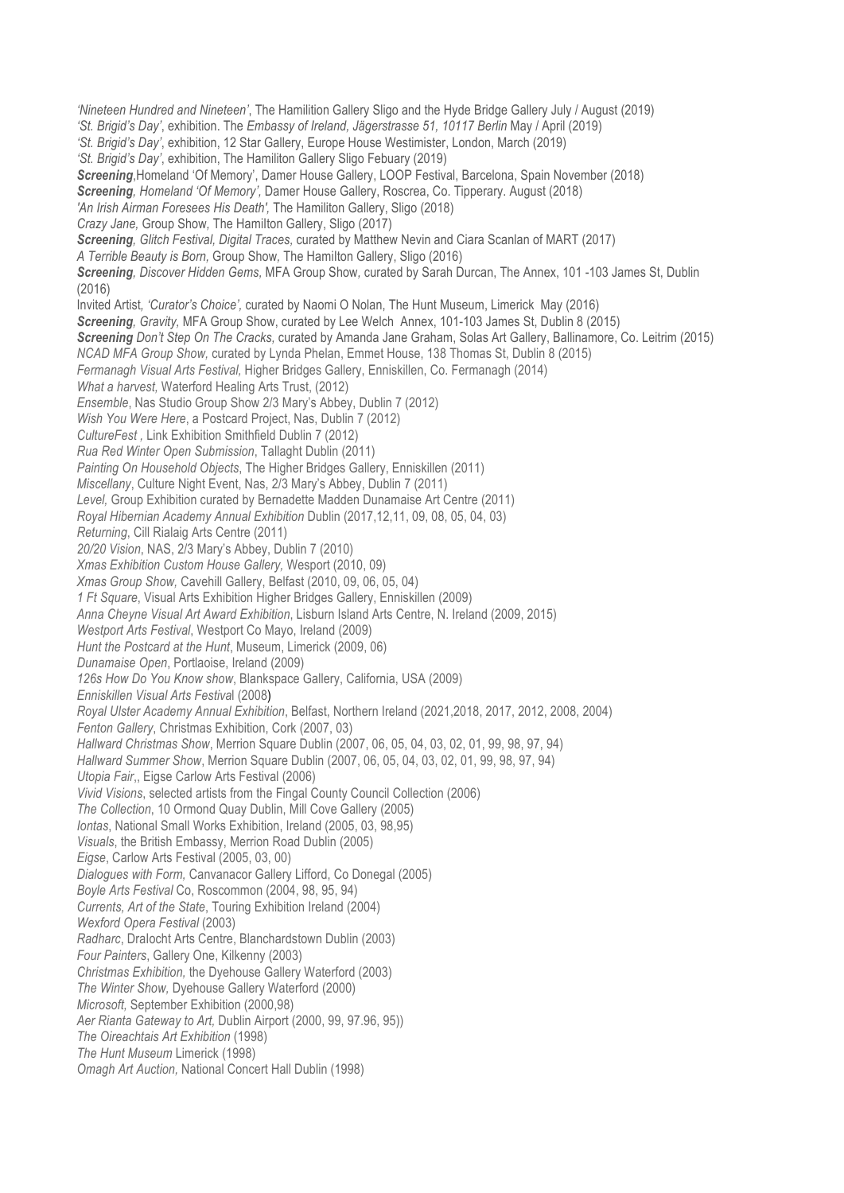*'Nineteen Hundred and Nineteen'*, The Hamilition Gallery Sligo and the Hyde Bridge Gallery July / August (2019)
*'St. Brigid's Day'*, exhibition. The *Embassy of Ireland, Jägerstrasse 51, 10117 Berlin* May / April (2019)
*'St. Brigid's Day'*, exhibition, 12 Star Gallery, Europe House Westimister, London, March (2019)
*'St. Brigid's Day'*, exhibition, The Hamiliton Gallery Sligo Febuary (2019)
***Screening***,Homeland 'Of Memory', Damer House Gallery, LOOP Festival, Barcelona, Spain November (2018)
***Screening****, Homeland 'Of Memory',* Damer House Gallery, Roscrea, Co. Tipperary. August (2018)
*'An Irish Airman Foresees His Death',* The Hamiliton Gallery, Sligo (2018)
*Crazy Jane,* Group Show*,* The Hamilton Gallery, Sligo (2017)
***Screening****, Glitch Festival, Digital Traces,* curated by Matthew Nevin and Ciara Scanlan of MART (2017)
*A Terrible Beauty is Born,* Group Show*,* The Hamilton Gallery, Sligo (2016)
***Screening****, Discover Hidden Gems,* MFA Group Show*,* curated by Sarah Durcan, The Annex, 101 -103 James St, Dublin (2016)
Invited Artist*, 'Curator's Choice',* curated by Naomi O Nolan, The Hunt Museum, Limerick May (2016)
***Screening****, Gravity,* MFA Group Show, curated by Lee Welch Annex, 101-103 James St, Dublin 8 (2015)
***Screening*** *Don't Step On The Cracks,* curated by Amanda Jane Graham, Solas Art Gallery, Ballinamore, Co. Leitrim (2015)
*NCAD MFA Group Show,* curated by Lynda Phelan, Emmet House, 138 Thomas St, Dublin 8 (2015)
*Fermanagh Visual Arts Festival,* Higher Bridges Gallery, Enniskillen, Co. Fermanagh (2014)
*What a harvest,* Waterford Healing Arts Trust, (2012)
*Ensemble*, Nas Studio Group Show 2/3 Mary's Abbey, Dublin 7 (2012)
*Wish You Were Here*, a Postcard Project, Nas, Dublin 7 (2012)
*CultureFest ,* Link Exhibition Smithfield Dublin 7 (2012)
*Rua Red Winter Open Submission*, Tallaght Dublin (2011)
*Painting On Household Objects*, The Higher Bridges Gallery, Enniskillen (2011)
*Miscellany*, Culture Night Event, Nas, 2/3 Mary's Abbey, Dublin 7 (2011)
*Level,* Group Exhibition curated by Bernadette Madden Dunamaise Art Centre (2011)
*Royal Hibernian Academy Annual Exhibition* Dublin (2017,12,11, 09, 08, 05, 04, 03)
*Returning*, Cill Rialaig Arts Centre (2011)
*20/20 Vision*, NAS, 2/3 Mary's Abbey, Dublin 7 (2010)
*Xmas Exhibition Custom House Gallery,* Wesport (2010, 09)
*Xmas Group Show,* Cavehill Gallery, Belfast (2010, 09, 06, 05, 04)
*1 Ft Square*, Visual Arts Exhibition Higher Bridges Gallery, Enniskillen (2009)
*Anna Cheyne Visual Art Award Exhibition*, Lisburn Island Arts Centre, N. Ireland (2009, 2015)
*Westport Arts Festival*, Westport Co Mayo, Ireland (2009)
*Hunt the Postcard at the Hunt*, Museum, Limerick (2009, 06)
*Dunamaise Open*, Portlaoise, Ireland (2009)
*126s How Do You Know show*, Blankspace Gallery, California, USA (2009)
*Enniskillen Visual Arts Festiva*l (2008)
*Royal Ulster Academy Annual Exhibition*, Belfast, Northern Ireland (2021,2018, 2017, 2012, 2008, 2004)
*Fenton Gallery*, Christmas Exhibition, Cork (2007, 03)
*Hallward Christmas Show*, Merrion Square Dublin (2007, 06, 05, 04, 03, 02, 01, 99, 98, 97, 94)
*Hallward Summer Show*, Merrion Square Dublin (2007, 06, 05, 04, 03, 02, 01, 99, 98, 97, 94)
*Utopia Fair*,, Eigse Carlow Arts Festival (2006)
*Vivid Visions*, selected artists from the Fingal County Council Collection (2006)
*The Collection*, 10 Ormond Quay Dublin, Mill Cove Gallery (2005)
*Iontas*, National Small Works Exhibition, Ireland (2005, 03, 98,95)
*Visuals*, the British Embassy, Merrion Road Dublin (2005)
*Eigse*, Carlow Arts Festival (2005, 03, 00)
*Dialogues with Form,* Canvanacor Gallery Lifford, Co Donegal (2005)
*Boyle Arts Festival* Co, Roscommon (2004, 98, 95, 94)
*Currents, Art of the State*, Touring Exhibition Ireland (2004)
*Wexford Opera Festival* (2003)
*Radharc*, Dralocht Arts Centre, Blanchardstown Dublin (2003)
*Four Painters*, Gallery One, Kilkenny (2003)
*Christmas Exhibition,* the Dyehouse Gallery Waterford (2003)
*The Winter Show,* Dyehouse Gallery Waterford (2000)
*Microsoft,* September Exhibition (2000,98)
*Aer Rianta Gateway to Art,* Dublin Airport (2000, 99, 97.96, 95))
*The Oireachtais Art Exhibition* (1998)
*The Hunt Museum* Limerick (1998)
*Omagh Art Auction,* National Concert Hall Dublin (1998)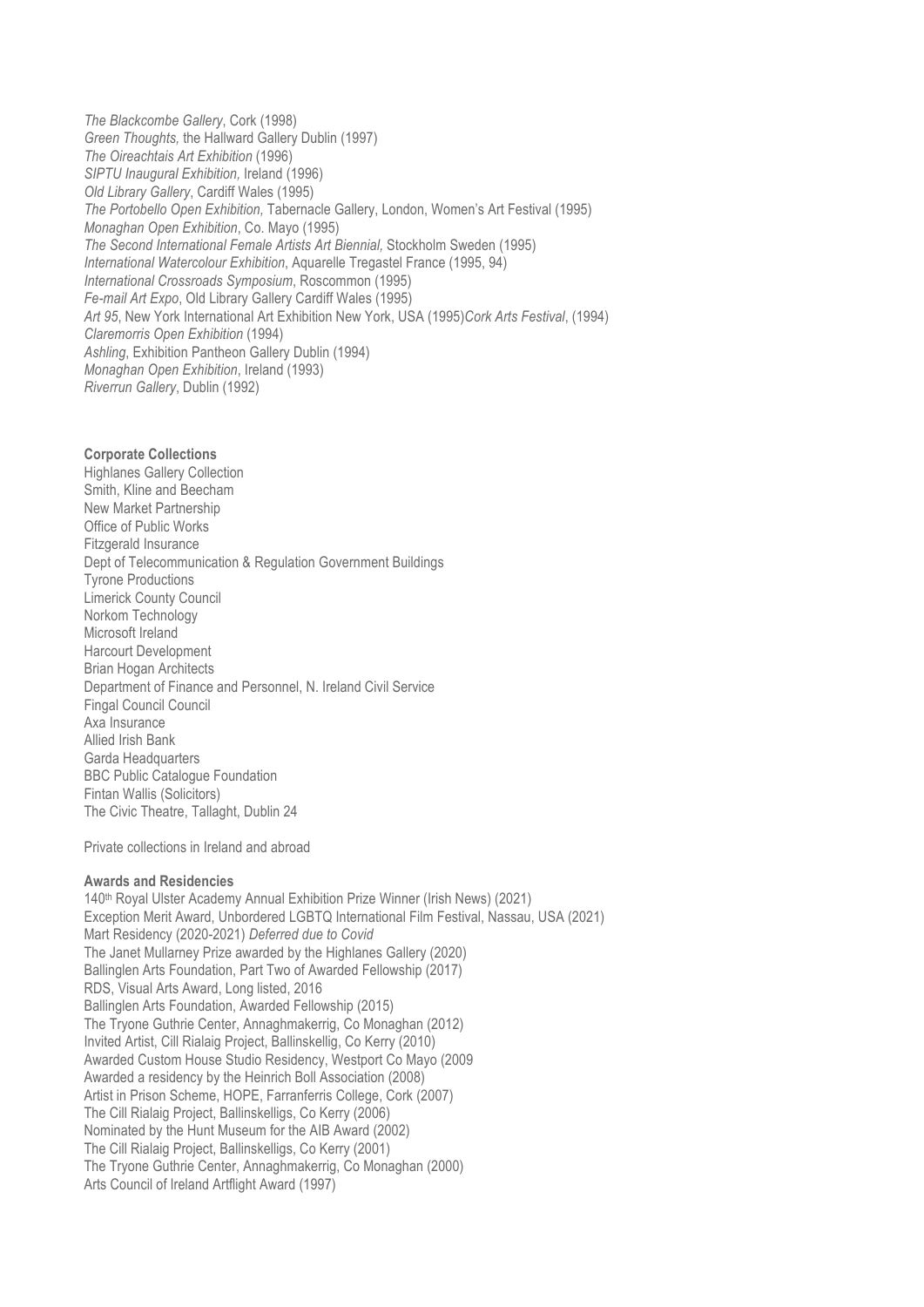*The Blackcombe Gallery*, Cork (1998)
*Green Thoughts,* the Hallward Gallery Dublin (1997)
*The Oireachtais Art Exhibition* (1996)
*SIPTU Inaugural Exhibition,* Ireland (1996)
*Old Library Gallery*, Cardiff Wales (1995)
*The Portobello Open Exhibition,* Tabernacle Gallery, London, Women's Art Festival (1995)
*Monaghan Open Exhibition*, Co. Mayo (1995)
*The Second International Female Artists Art Biennial,* Stockholm Sweden (1995)
*International Watercolour Exhibition*, Aquarelle Tregastel France (1995, 94)
*International Crossroads Symposium*, Roscommon (1995)
*Fe-mail Art Expo*, Old Library Gallery Cardiff Wales (1995)
*Art 95*, New York International Art Exhibition New York, USA (1995)*Cork Arts Festival*, (1994)
*Claremorris Open Exhibition* (1994)
*Ashling*, Exhibition Pantheon Gallery Dublin (1994)
*Monaghan Open Exhibition*, Ireland (1993)
*Riverrun Gallery*, Dublin (1992)

**Corporate Collections**
Highlanes Gallery Collection
Smith, Kline and Beecham
New Market Partnership
Office of Public Works
Fitzgerald Insurance
Dept of Telecommunication & Regulation Government Buildings
Tyrone Productions
Limerick County Council
Norkom Technology
Microsoft Ireland
Harcourt Development
Brian Hogan Architects
Department of Finance and Personnel, N. Ireland Civil Service
Fingal Council Council
Axa Insurance
Allied Irish Bank
Garda Headquarters
BBC Public Catalogue Foundation
Fintan Wallis (Solicitors)
The Civic Theatre, Tallaght, Dublin 24

Private collections in Ireland and abroad

**Awards and Residencies**
140th Royal Ulster Academy Annual Exhibition Prize Winner (Irish News) (2021)
Exception Merit Award, Unbordered LGBTQ International Film Festival, Nassau, USA (2021)
Mart Residency (2020-2021) *Deferred due to Covid*
The Janet Mullarney Prize awarded by the Highlanes Gallery (2020)
Ballinglen Arts Foundation, Part Two of Awarded Fellowship (2017)
RDS, Visual Arts Award, Long listed, 2016
Ballinglen Arts Foundation, Awarded Fellowship (2015)
The Tryone Guthrie Center, Annaghmakerrig, Co Monaghan (2012)
Invited Artist, Cill Rialaig Project, Ballinskellig, Co Kerry (2010)
Awarded Custom House Studio Residency, Westport Co Mayo (2009
Awarded a residency by the Heinrich Boll Association (2008)
Artist in Prison Scheme, HOPE, Farranferris College, Cork (2007)
The Cill Rialaig Project, Ballinskelligs, Co Kerry (2006)
Nominated by the Hunt Museum for the AIB Award (2002)
The Cill Rialaig Project, Ballinskelligs, Co Kerry (2001)
The Tryone Guthrie Center, Annaghmakerrig, Co Monaghan (2000)
Arts Council of Ireland Artflight Award (1997)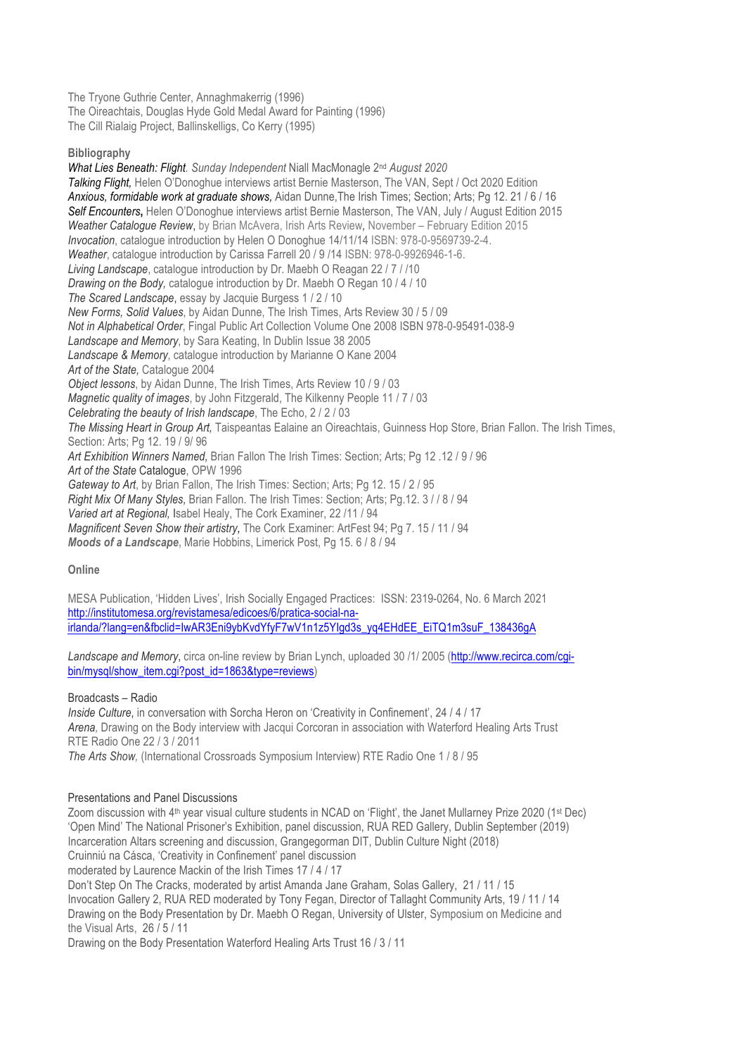The Tryone Guthrie Center, Annaghmakerrig (1996)
The Oireachtais, Douglas Hyde Gold Medal Award for Painting (1996)
The Cill Rialaig Project, Ballinskelligs, Co Kerry (1995)

**Bibliography**

***What Lies Beneath: Flight**. Sunday Independent* Niall MacMonagle 2nd *August 2020*
***Talking Flight,*** Helen O'Donoghue interviews artist Bernie Masterson, The VAN, Sept / Oct 2020 Edition
***Anxious, formidable work at graduate shows,*** Aidan Dunne,The Irish Times; Section; Arts; Pg 12. 21 / 6 / 16
***Self Encounters,*** Helen O'Donoghue interviews artist Bernie Masterson, The VAN, July / August Edition 2015
*Weather Catalogue Review*, by Brian McAvera, Irish Arts Review, November – February Edition 2015
*Invocation*, catalogue introduction by Helen O Donoghue 14/11/14 ISBN: 978-0-9569739-2-4.
*Weather*, catalogue introduction by Carissa Farrell 20 / 9 /14 ISBN: 978-0-9926946-1-6.
*Living Landscape*, catalogue introduction by Dr. Maebh O Reagan 22 / 7 / /10
*Drawing on the Body,* catalogue introduction by Dr. Maebh O Regan 10 / 4 / 10
*The Scared Landscape*, essay by Jacquie Burgess 1 / 2 / 10
*New Forms, Solid Values*, by Aidan Dunne, The Irish Times, Arts Review 30 / 5 / 09
*Not in Alphabetical Order*, Fingal Public Art Collection Volume One 2008 ISBN 978-0-95491-038-9
*Landscape and Memory*, by Sara Keating, In Dublin Issue 38 2005
*Landscape & Memory*, catalogue introduction by Marianne O Kane 2004
*Art of the State,* Catalogue 2004
*Object lessons*, by Aidan Dunne, The Irish Times, Arts Review 10 / 9 / 03
*Magnetic quality of images*, by John Fitzgerald, The Kilkenny People 11 / 7 / 03
*Celebrating the beauty of Irish landscape*, The Echo, 2 / 2 / 03
*The Missing Heart in Group Art,* Taispeantas Ealaine an Oireachtais, Guinness Hop Store, Brian Fallon. The Irish Times, Section: Arts; Pg 12. 19 / 9/ 96
*Art Exhibition Winners Named,* Brian Fallon The Irish Times: Section; Arts; Pg 12 .12 / 9 / 96
*Art of the State* Catalogue, OPW 1996
*Gateway to Art*, by Brian Fallon, The Irish Times: Section; Arts; Pg 12. 15 / 2 / 95
*Right Mix Of Many Styles,* Brian Fallon. The Irish Times: Section; Arts; Pg.12. 3 / / 8 / 94
*Varied art at Regional,* Isabel Healy, The Cork Examiner, 22 /11 / 94
*Magnificent Seven Show their artistry,* The Cork Examiner: ArtFest 94; Pg 7. 15 / 11 / 94
***Moods of a Landscape***, Marie Hobbins, Limerick Post, Pg 15. 6 / 8 / 94

**Online**

MESA Publication, 'Hidden Lives', Irish Socially Engaged Practices: ISSN: 2319-0264, No. 6 March 2021
http://institutomesa.org/revistamesa/edicoes/6/pratica-social-na-irlanda/?lang=en&fbclid=IwAR3Eni9ybKvdYfyF7wV1n1z5YIgd3s_yq4EHdEE_EiTQ1m3suF_138436gA

*Landscape and Memory*, circa on-line review by Brian Lynch, uploaded 30 /1/ 2005 (http://www.recirca.com/cgi-bin/mysql/show_item.cgi?post_id=1863&type=reviews)

Broadcasts – Radio
*Inside Culture*, in conversation with Sorcha Heron on 'Creativity in Confinement', 24 / 4 / 17
*Arena*, Drawing on the Body interview with Jacqui Corcoran in association with Waterford Healing Arts Trust RTE Radio One 22 / 3 / 2011
*The Arts Show,* (International Crossroads Symposium Interview) RTE Radio One 1 / 8 / 95

Presentations and Panel Discussions
Zoom discussion with 4th year visual culture students in NCAD on 'Flight', the Janet Mullarney Prize 2020 (1st Dec)
'Open Mind' The National Prisoner's Exhibition, panel discussion, RUA RED Gallery, Dublin September (2019)
Incarceration Altars screening and discussion, Grangegorman DIT, Dublin Culture Night (2018)
Cruinniú na Cásca, 'Creativity in Confinement' panel discussion
moderated by Laurence Mackin of the Irish Times 17 / 4 / 17
Don't Step On The Cracks, moderated by artist Amanda Jane Graham, Solas Gallery, 21 / 11 / 15
Invocation Gallery 2, RUA RED moderated by Tony Fegan, Director of Tallaght Community Arts, 19 / 11 / 14
Drawing on the Body Presentation by Dr. Maebh O Regan, University of Ulster, Symposium on Medicine and the Visual Arts, 26 / 5 / 11
Drawing on the Body Presentation Waterford Healing Arts Trust 16 / 3 / 11